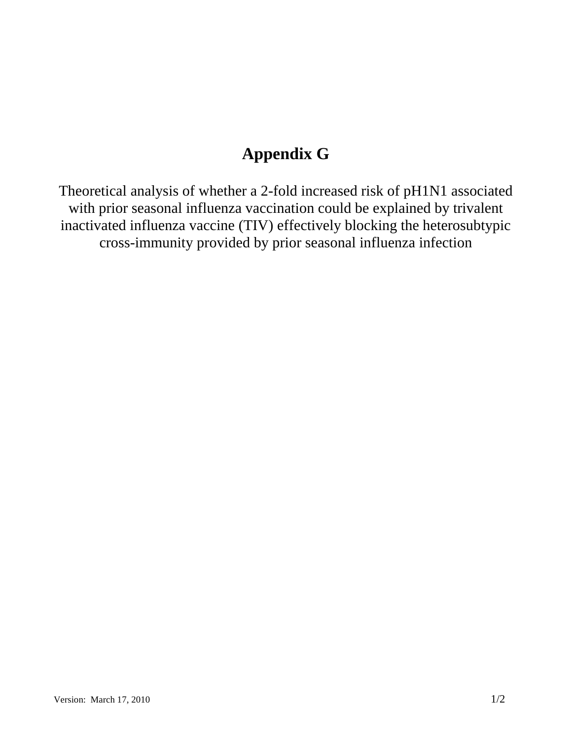# Appendix G

Theoretical analysis of whether a 2-fold increased risk of pH1N1 associated with prior seasonal influenza vaccination could be explained by trivalent inactivated influenza vaccine (TIV) effectively blocking the heterosubtypic cross-immunity provided by prior seasonal influenza infection

Version: March 17, 2010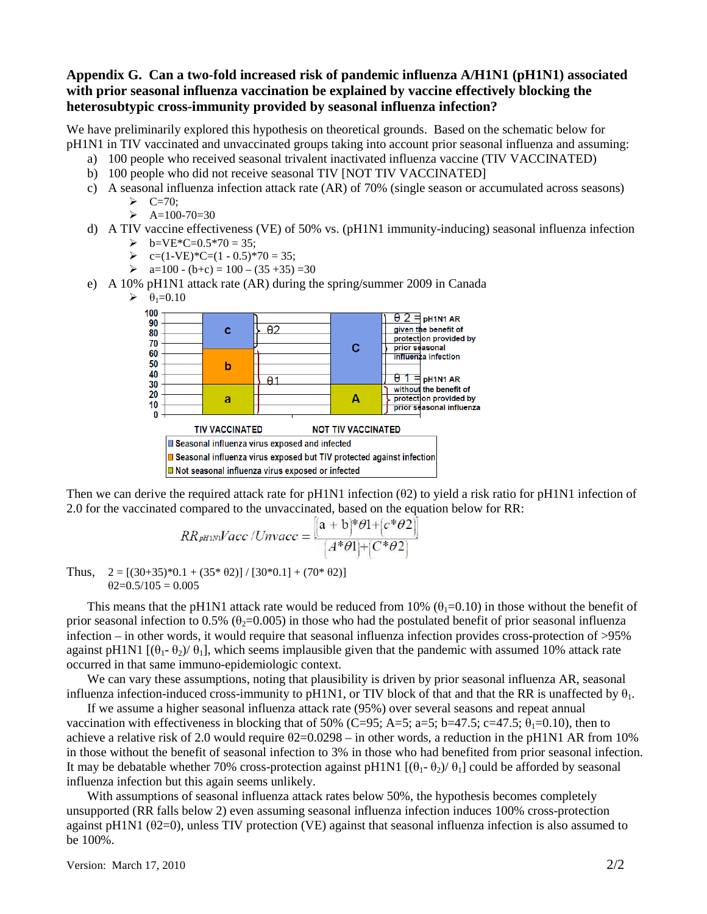**Appendix G. Can a two-fold increased risk of pandemic influenza A/H1N1 (pH1N1) associated with prior seasonal influenza vaccination be explained by vaccine effectively blocking the heterosubtypic cross-immunity provided by seasonal influenza infection?**

We have preliminarily explored this hypothesis on theoretical grounds. Based on the schematic below for pH1N1 in TIV vaccinated and unvaccinated groups taking into account prior seasonal influenza and assuming:

a) 100 people who received seasonal trivalent inactivated influenza vaccine (TIV VACCINATED)
b) 100 people who did not receive seasonal TIV [NOT TIV VACCINATED]
c) A seasonal influenza infection attack rate (AR) of 70% (single season or accumulated across seasons)
   - C=70;
   - A=100-70=30
d) A TIV vaccine effectiveness (VE) of 50% vs. (pH1N1 immunity-inducing) seasonal influenza infection
   - b=VE\*C=0.5\*70 = 35;
   - c=(1-VE)\*C=(1 - 0.5)\*70 = 35;
   - a=100 - (b+c) = 100 – (35 +35) =30
e) A 10% pH1N1 attack rate (AR) during the spring/summer 2009 in Canada
   - $\theta_1$=0.10

100
90
80
70
60
50
40
30
20
10
0

c
b
a
θ2
θ1
C
A

θ 2 = pH1N1 AR given the benefit of protection provided by prior seasonal influenza infection

θ 1 = pH1N1 AR without the benefit of protection provided by prior seasonal influenza

TIV VACCINATED
NOT TIV VACCINATED

Seasonal influenza virus exposed and infected
Seasonal influenza virus exposed but TIV protected against infection
Not seasonal influenza virus exposed or infected

Then we can derive the required attack rate for pH1N1 infection (θ2) to yield a risk ratio for pH1N1 infection of 2.0 for the vaccinated compared to the unvaccinated, based on the equation below for RR:

$$RR_{pH1N1}Vacc/Unvacc = \frac{[(a+b)*\theta 1]+[c*\theta 2]}{[A*\theta 1]+[C*\theta 2]}$$

Thus, $2 = [(30+35)*0.1 + (35*\theta2)] / [30*0.1] + (70*\theta2)]$
$\theta2=0.5/105 = 0.005$

This means that the pH1N1 attack rate would be reduced from 10% ($\theta_1$=0.10) in those without the benefit of prior seasonal infection to 0.5% ($\theta_2$=0.005) in those who had the postulated benefit of prior seasonal influenza infection – in other words, it would require that seasonal influenza infection provides cross-protection of >95% against pH1N1 [$(\theta_1 - \theta_2)/\theta_1$], which seems implausible given that the pandemic with assumed 10% attack rate occurred in that same immuno-epidemiologic context.

We can vary these assumptions, noting that plausibility is driven by prior seasonal influenza AR, seasonal influenza infection-induced cross-immunity to pH1N1, or TIV block of that and that the RR is unaffected by $\theta_1$.

If we assume a higher seasonal influenza attack rate (95%) over several seasons and repeat annual vaccination with effectiveness in blocking that of 50% (C=95; A=5; a=5; b=47.5; c=47.5; $\theta_1$=0.10), then to achieve a relative risk of 2.0 would require θ2=0.0298 – in other words, a reduction in the pH1N1 AR from 10% in those without the benefit of seasonal infection to 3% in those who had benefited from prior seasonal infection. It may be debatable whether 70% cross-protection against pH1N1 [$(\theta_1 - \theta_2)/\theta_1$] could be afforded by seasonal influenza infection but this again seems unlikely.

With assumptions of seasonal influenza attack rates below 50%, the hypothesis becomes completely unsupported (RR falls below 2) even assuming seasonal influenza infection induces 100% cross-protection against pH1N1 (θ2=0), unless TIV protection (VE) against that seasonal influenza infection is also assumed to be 100%.

Version: March 17, 2010